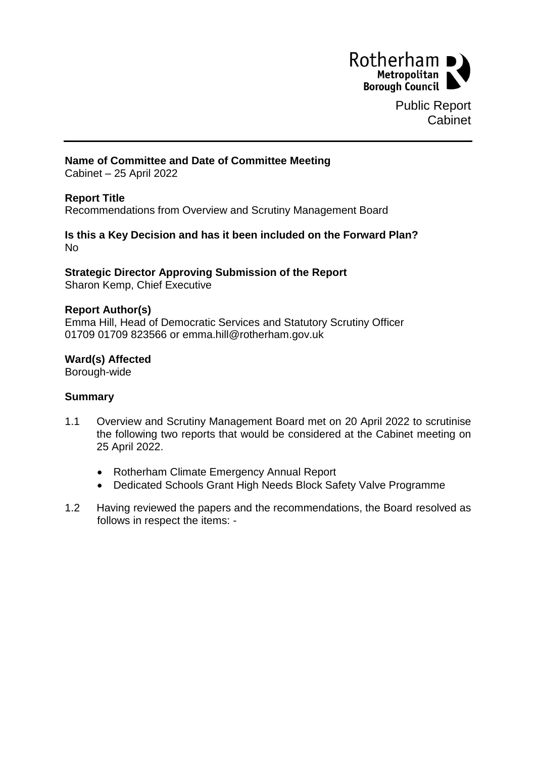Rotherham Metropolitan Borough Council

Public Report
Cabinet

**Name of Committee and Date of Committee Meeting**
Cabinet – 25 April 2022

**Report Title**
Recommendations from Overview and Scrutiny Management Board

**Is this a Key Decision and has it been included on the Forward Plan?**
No

**Strategic Director Approving Submission of the Report**
Sharon Kemp, Chief Executive

**Report Author(s)**
Emma Hill, Head of Democratic Services and Statutory Scrutiny Officer
01709 01709 823566 or emma.hill@rotherham.gov.uk

**Ward(s) Affected**
Borough-wide

**Summary**

1.1 Overview and Scrutiny Management Board met on 20 April 2022 to scrutinise the following two reports that would be considered at the Cabinet meeting on 25 April 2022.

- Rotherham Climate Emergency Annual Report
- Dedicated Schools Grant High Needs Block Safety Valve Programme

1.2 Having reviewed the papers and the recommendations, the Board resolved as follows in respect the items: -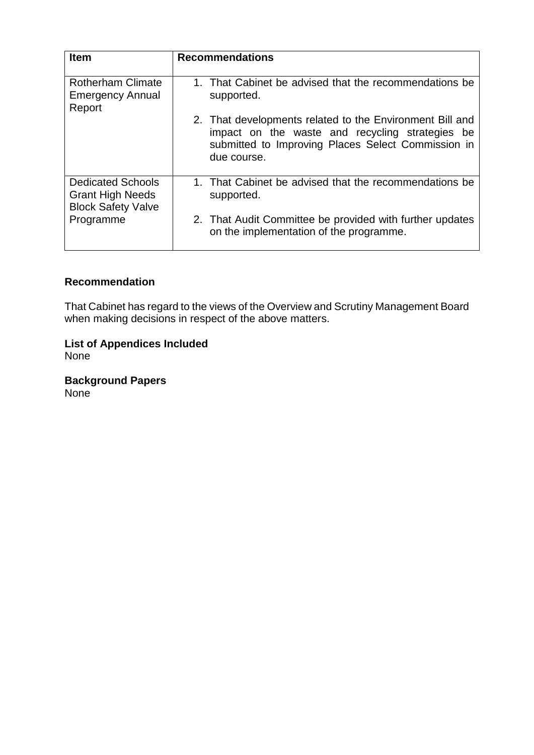| Item | Recommendations |
|---|---|
| Rotherham Climate Emergency Annual Report | 1. That Cabinet be advised that the recommendations be supported.<br><br>2. That developments related to the Environment Bill and impact on the waste and recycling strategies be submitted to Improving Places Select Commission in due course. |
| Dedicated Schools Grant High Needs Block Safety Valve Programme | 1. That Cabinet be advised that the recommendations be supported.<br><br>2. That Audit Committee be provided with further updates on the implementation of the programme. |

**Recommendation**

That Cabinet has regard to the views of the Overview and Scrutiny Management Board when making decisions in respect of the above matters.

**List of Appendices Included**
None

**Background Papers**
None